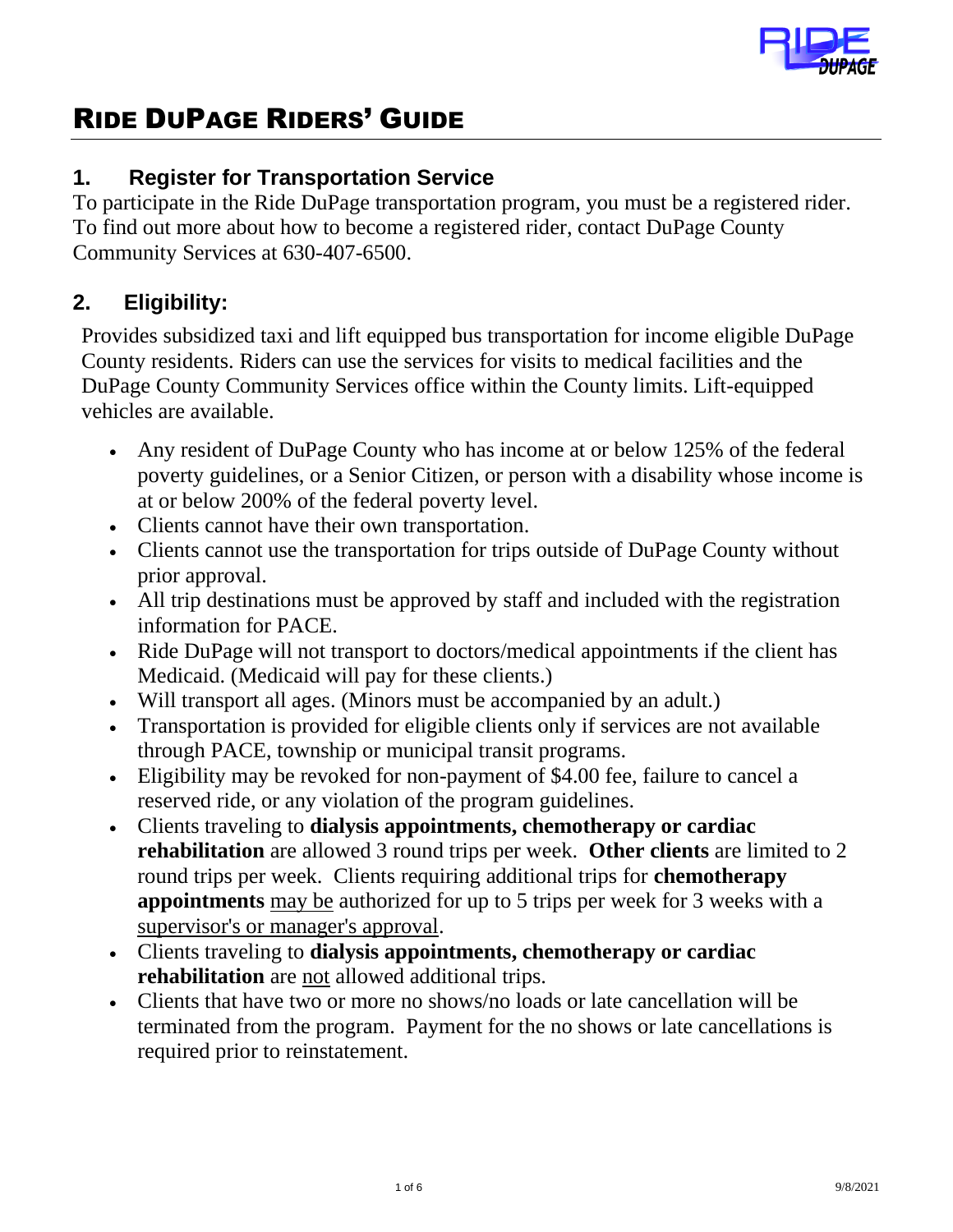# RIDE DUPAGE RIDERS' GUIDE

## 1. Register for Transportation Service

To participate in the Ride DuPage transportation program, you must be a registered rider. To find out more about how to become a registered rider, contact DuPage County Community Services at 630-407-6500.

## 2. Eligibility:

Provides subsidized taxi and lift equipped bus transportation for income eligible DuPage County residents. Riders can use the services for visits to medical facilities and the DuPage County Community Services office within the County limits. Lift-equipped vehicles are available.

- Any resident of DuPage County who has income at or below 125% of the federal poverty guidelines, or a Senior Citizen, or person with a disability whose income is at or below 200% of the federal poverty level.
- Clients cannot have their own transportation.
- Clients cannot use the transportation for trips outside of DuPage County without prior approval.
- All trip destinations must be approved by staff and included with the registration information for PACE.
- Ride DuPage will not transport to doctors/medical appointments if the client has Medicaid. (Medicaid will pay for these clients.)
- Will transport all ages. (Minors must be accompanied by an adult.)
- Transportation is provided for eligible clients only if services are not available through PACE, township or municipal transit programs.
- Eligibility may be revoked for non-payment of $4.00 fee, failure to cancel a reserved ride, or any violation of the program guidelines.
- Clients traveling to **dialysis appointments, chemotherapy or cardiac rehabilitation** are allowed 3 round trips per week. **Other clients** are limited to 2 round trips per week. Clients requiring additional trips for **chemotherapy appointments** <u>may be</u> authorized for up to 5 trips per week for 3 weeks with a <u>supervisor's or manager's approval</u>.
- Clients traveling to **dialysis appointments, chemotherapy or cardiac rehabilitation** are <u>not</u> allowed additional trips.
- Clients that have two or more no shows/no loads or late cancellation will be terminated from the program. Payment for the no shows or late cancellations is required prior to reinstatement.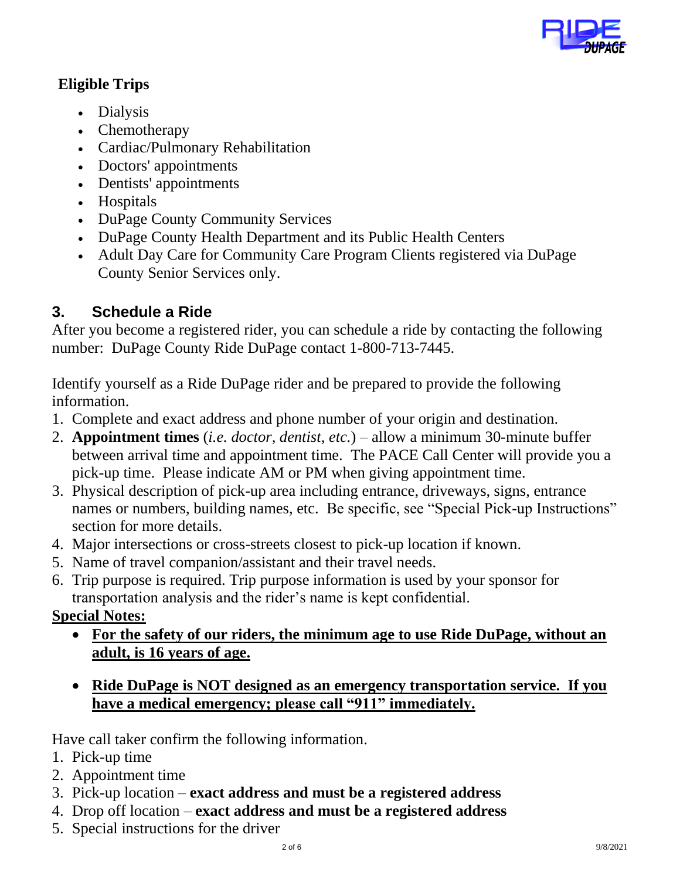**Eligible Trips**

- Dialysis
- Chemotherapy
- Cardiac/Pulmonary Rehabilitation
- Doctors' appointments
- Dentists' appointments
- Hospitals
- DuPage County Community Services
- DuPage County Health Department and its Public Health Centers
- Adult Day Care for Community Care Program Clients registered via DuPage County Senior Services only.

## 3. Schedule a Ride

After you become a registered rider, you can schedule a ride by contacting the following number: DuPage County Ride DuPage contact 1-800-713-7445.

Identify yourself as a Ride DuPage rider and be prepared to provide the following information.

1. Complete and exact address and phone number of your origin and destination.
2. **Appointment times** (*i.e. doctor, dentist, etc.*) – allow a minimum 30-minute buffer between arrival time and appointment time. The PACE Call Center will provide you a pick-up time. Please indicate AM or PM when giving appointment time.
3. Physical description of pick-up area including entrance, driveways, signs, entrance names or numbers, building names, etc. Be specific, see "Special Pick-up Instructions" section for more details.
4. Major intersections or cross-streets closest to pick-up location if known.
5. Name of travel companion/assistant and their travel needs.
6. Trip purpose is required. Trip purpose information is used by your sponsor for transportation analysis and the rider's name is kept confidential.

**Special Notes:**

- **For the safety of our riders, the minimum age to use Ride DuPage, without an adult, is 16 years of age.**
- **Ride DuPage is NOT designed as an emergency transportation service. If you have a medical emergency; please call "911" immediately.**

Have call taker confirm the following information.

1. Pick-up time
2. Appointment time
3. Pick-up location – **exact address and must be a registered address**
4. Drop off location – **exact address and must be a registered address**
5. Special instructions for the driver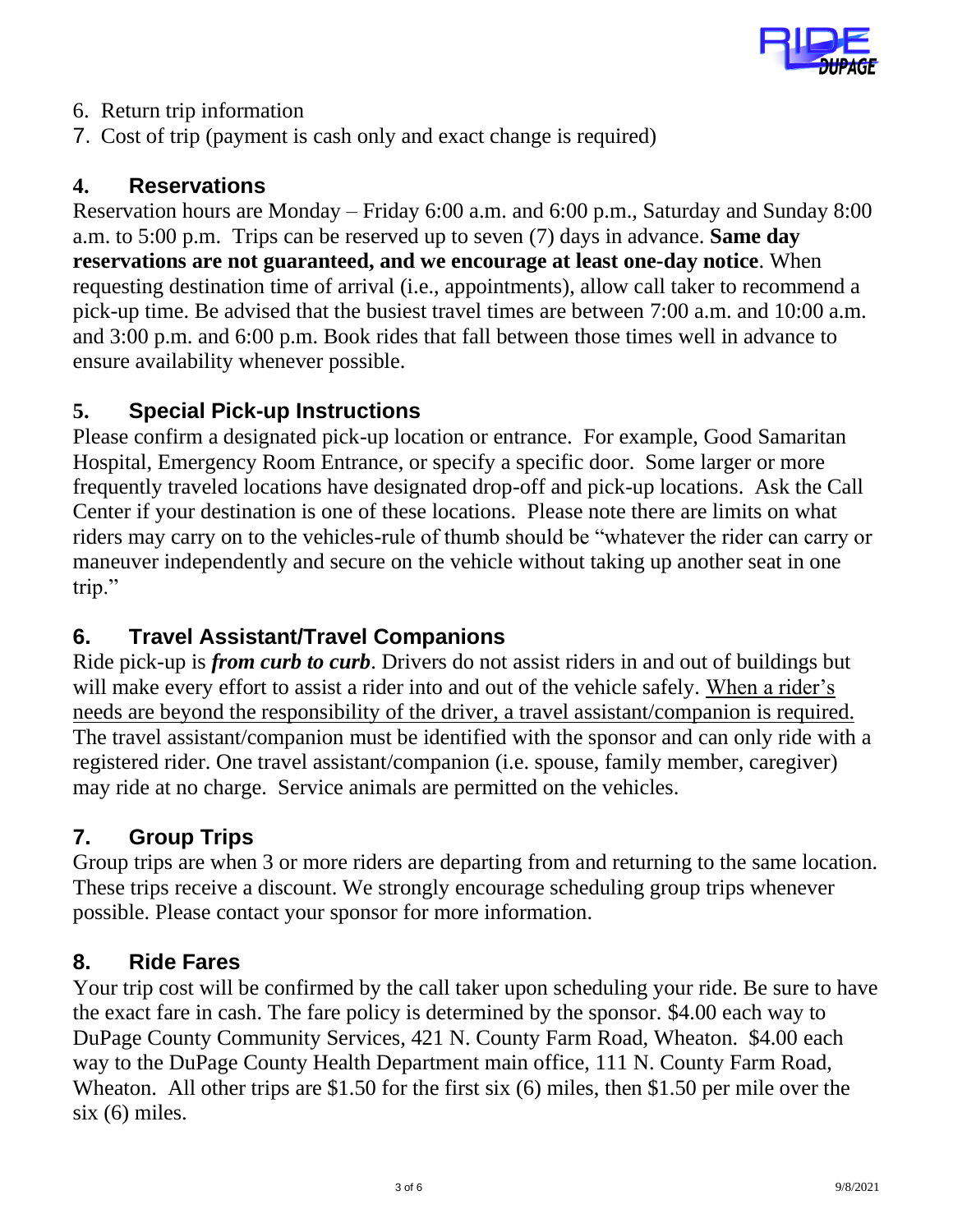6. Return trip information
7. Cost of trip (payment is cash only and exact change is required)

## 4. Reservations

Reservation hours are Monday – Friday 6:00 a.m. and 6:00 p.m., Saturday and Sunday 8:00 a.m. to 5:00 p.m. Trips can be reserved up to seven (7) days in advance. **Same day reservations are not guaranteed, and we encourage at least one-day notice**. When requesting destination time of arrival (i.e., appointments), allow call taker to recommend a pick-up time. Be advised that the busiest travel times are between 7:00 a.m. and 10:00 a.m. and 3:00 p.m. and 6:00 p.m. Book rides that fall between those times well in advance to ensure availability whenever possible.

## 5. Special Pick-up Instructions

Please confirm a designated pick-up location or entrance. For example, Good Samaritan Hospital, Emergency Room Entrance, or specify a specific door. Some larger or more frequently traveled locations have designated drop-off and pick-up locations. Ask the Call Center if your destination is one of these locations. Please note there are limits on what riders may carry on to the vehicles-rule of thumb should be "whatever the rider can carry or maneuver independently and secure on the vehicle without taking up another seat in one trip."

## 6. Travel Assistant/Travel Companions

Ride pick-up is ***from curb to curb***. Drivers do not assist riders in and out of buildings but will make every effort to assist a rider into and out of the vehicle safely. When a rider's needs are beyond the responsibility of the driver, a travel assistant/companion is required. The travel assistant/companion must be identified with the sponsor and can only ride with a registered rider. One travel assistant/companion (i.e. spouse, family member, caregiver) may ride at no charge. Service animals are permitted on the vehicles.

## 7. Group Trips

Group trips are when 3 or more riders are departing from and returning to the same location. These trips receive a discount. We strongly encourage scheduling group trips whenever possible. Please contact your sponsor for more information.

## 8. Ride Fares

Your trip cost will be confirmed by the call taker upon scheduling your ride. Be sure to have the exact fare in cash. The fare policy is determined by the sponsor. $4.00 each way to DuPage County Community Services, 421 N. County Farm Road, Wheaton. $4.00 each way to the DuPage County Health Department main office, 111 N. County Farm Road, Wheaton. All other trips are $1.50 for the first six (6) miles, then $1.50 per mile over the six (6) miles.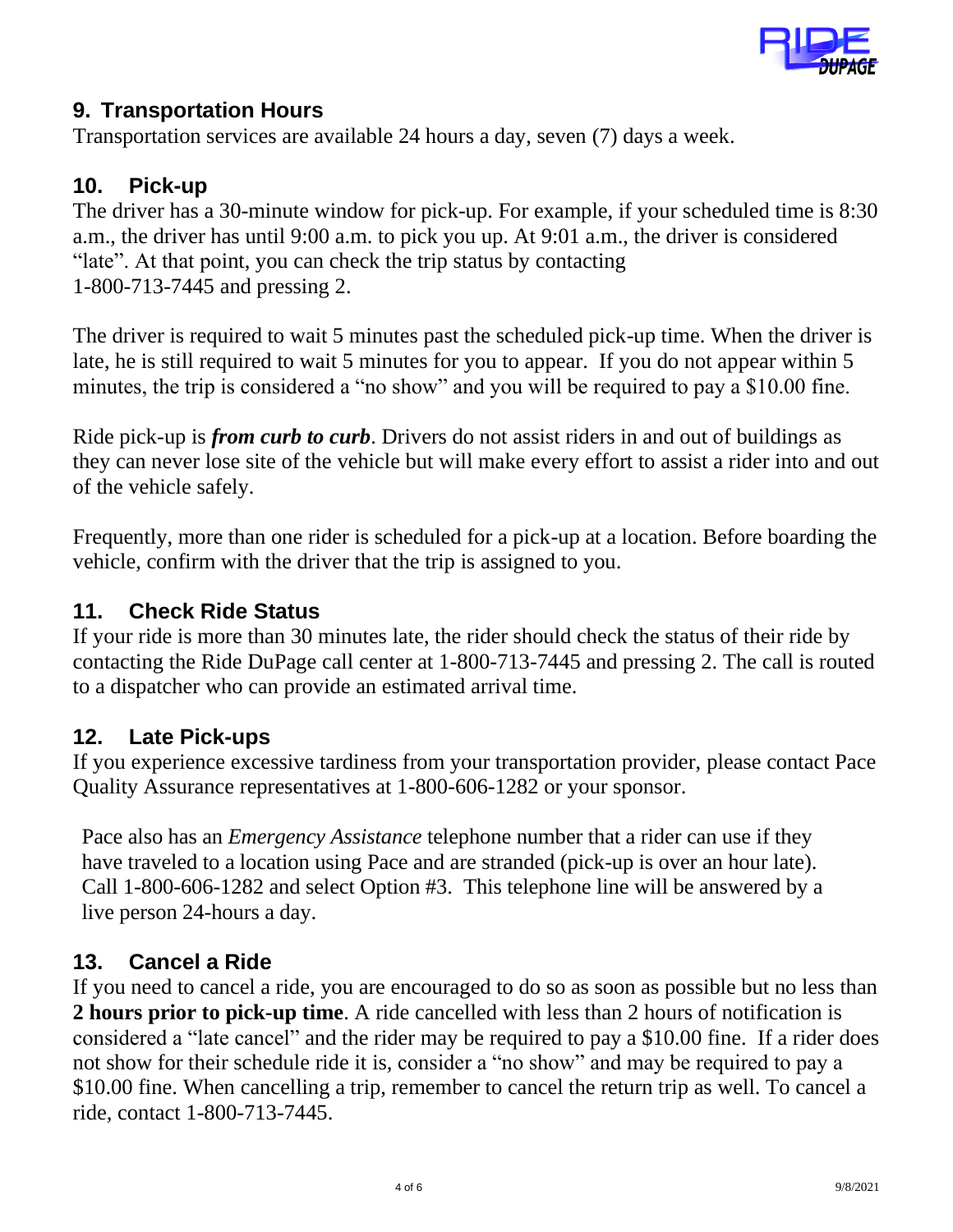## 9. Transportation Hours

Transportation services are available 24 hours a day, seven (7) days a week.

## 10. Pick-up

The driver has a 30-minute window for pick-up. For example, if your scheduled time is 8:30 a.m., the driver has until 9:00 a.m. to pick you up. At 9:01 a.m., the driver is considered "late". At that point, you can check the trip status by contacting 1-800-713-7445 and pressing 2.

The driver is required to wait 5 minutes past the scheduled pick-up time. When the driver is late, he is still required to wait 5 minutes for you to appear. If you do not appear within 5 minutes, the trip is considered a "no show" and you will be required to pay a $10.00 fine.

Ride pick-up is ***from curb to curb***. Drivers do not assist riders in and out of buildings as they can never lose site of the vehicle but will make every effort to assist a rider into and out of the vehicle safely.

Frequently, more than one rider is scheduled for a pick-up at a location. Before boarding the vehicle, confirm with the driver that the trip is assigned to you.

## 11. Check Ride Status

If your ride is more than 30 minutes late, the rider should check the status of their ride by contacting the Ride DuPage call center at 1-800-713-7445 and pressing 2. The call is routed to a dispatcher who can provide an estimated arrival time.

## 12. Late Pick-ups

If you experience excessive tardiness from your transportation provider, please contact Pace Quality Assurance representatives at 1-800-606-1282 or your sponsor.

Pace also has an *Emergency Assistance* telephone number that a rider can use if they have traveled to a location using Pace and are stranded (pick-up is over an hour late). Call 1-800-606-1282 and select Option #3. This telephone line will be answered by a live person 24-hours a day.

## 13. Cancel a Ride

If you need to cancel a ride, you are encouraged to do so as soon as possible but no less than **2 hours prior to pick-up time**. A ride cancelled with less than 2 hours of notification is considered a "late cancel" and the rider may be required to pay a $10.00 fine. If a rider does not show for their schedule ride it is, consider a "no show" and may be required to pay a $10.00 fine. When cancelling a trip, remember to cancel the return trip as well. To cancel a ride, contact 1-800-713-7445.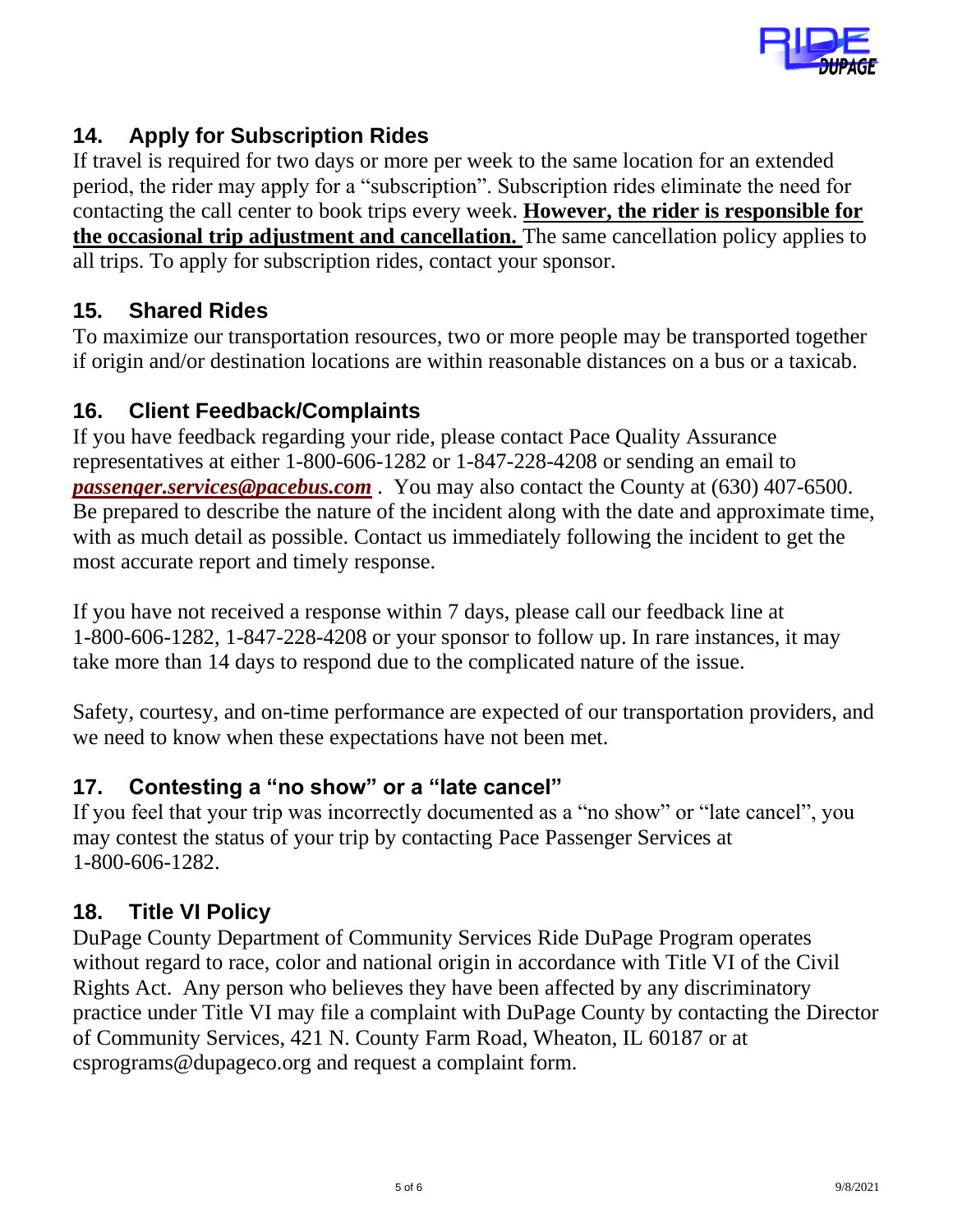## 14. Apply for Subscription Rides

If travel is required for two days or more per week to the same location for an extended period, the rider may apply for a "subscription". Subscription rides eliminate the need for contacting the call center to book trips every week. **However, the rider is responsible for the occasional trip adjustment and cancellation.** The same cancellation policy applies to all trips. To apply for subscription rides, contact your sponsor.

## 15. Shared Rides

To maximize our transportation resources, two or more people may be transported together if origin and/or destination locations are within reasonable distances on a bus or a taxicab.

## 16. Client Feedback/Complaints

If you have feedback regarding your ride, please contact Pace Quality Assurance representatives at either 1-800-606-1282 or 1-847-228-4208 or sending an email to ***passenger.services@pacebus.com*** . You may also contact the County at (630) 407-6500. Be prepared to describe the nature of the incident along with the date and approximate time, with as much detail as possible. Contact us immediately following the incident to get the most accurate report and timely response.

If you have not received a response within 7 days, please call our feedback line at 1-800-606-1282, 1-847-228-4208 or your sponsor to follow up. In rare instances, it may take more than 14 days to respond due to the complicated nature of the issue.

Safety, courtesy, and on-time performance are expected of our transportation providers, and we need to know when these expectations have not been met.

## 17. Contesting a "no show" or a "late cancel"

If you feel that your trip was incorrectly documented as a "no show" or "late cancel", you may contest the status of your trip by contacting Pace Passenger Services at 1-800-606-1282.

## 18. Title VI Policy

DuPage County Department of Community Services Ride DuPage Program operates without regard to race, color and national origin in accordance with Title VI of the Civil Rights Act. Any person who believes they have been affected by any discriminatory practice under Title VI may file a complaint with DuPage County by contacting the Director of Community Services, 421 N. County Farm Road, Wheaton, IL 60187 or at csprograms@dupageco.org and request a complaint form.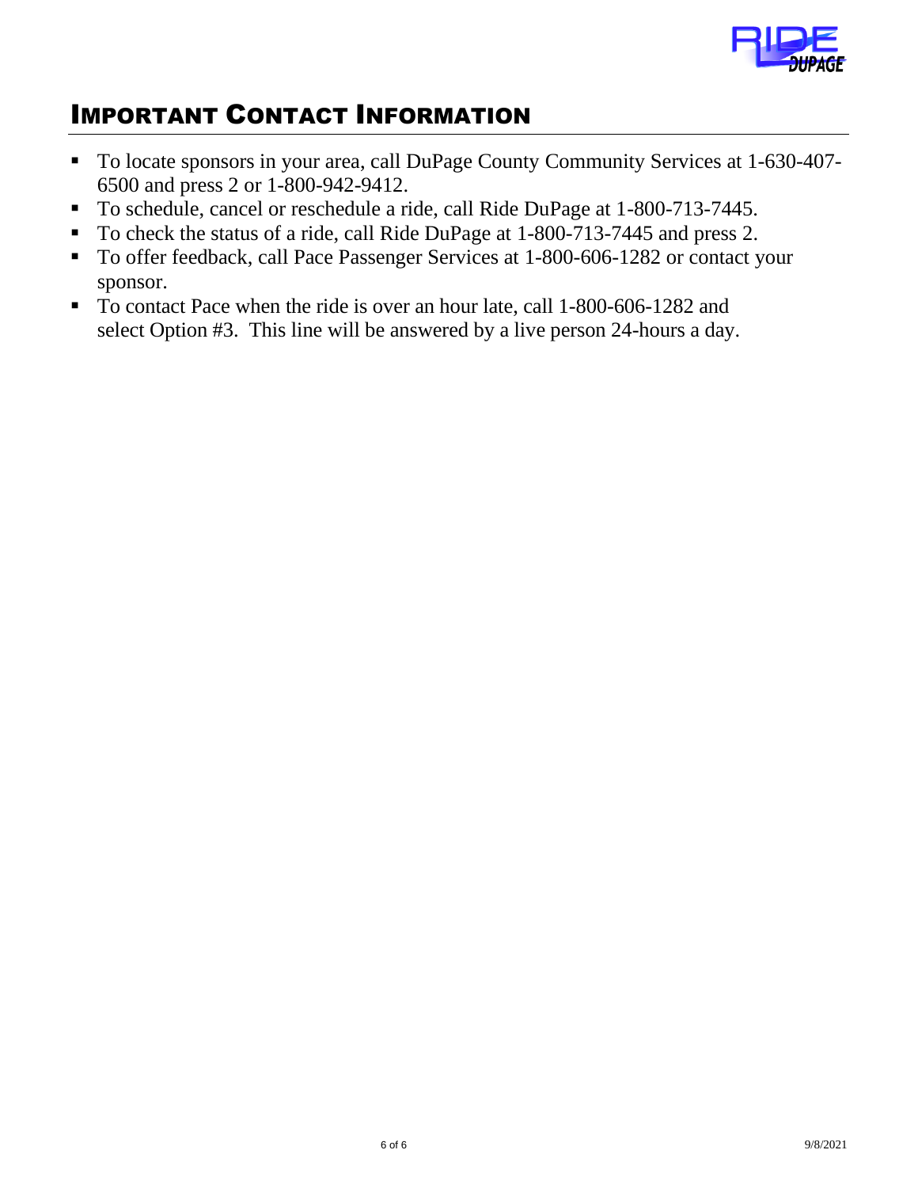## Important Contact Information

- To locate sponsors in your area, call DuPage County Community Services at 1-630-407-6500 and press 2 or 1-800-942-9412.
- To schedule, cancel or reschedule a ride, call Ride DuPage at 1-800-713-7445.
- To check the status of a ride, call Ride DuPage at 1-800-713-7445 and press 2.
- To offer feedback, call Pace Passenger Services at 1-800-606-1282 or contact your sponsor.
- To contact Pace when the ride is over an hour late, call 1-800-606-1282 and select Option #3. This line will be answered by a live person 24-hours a day.